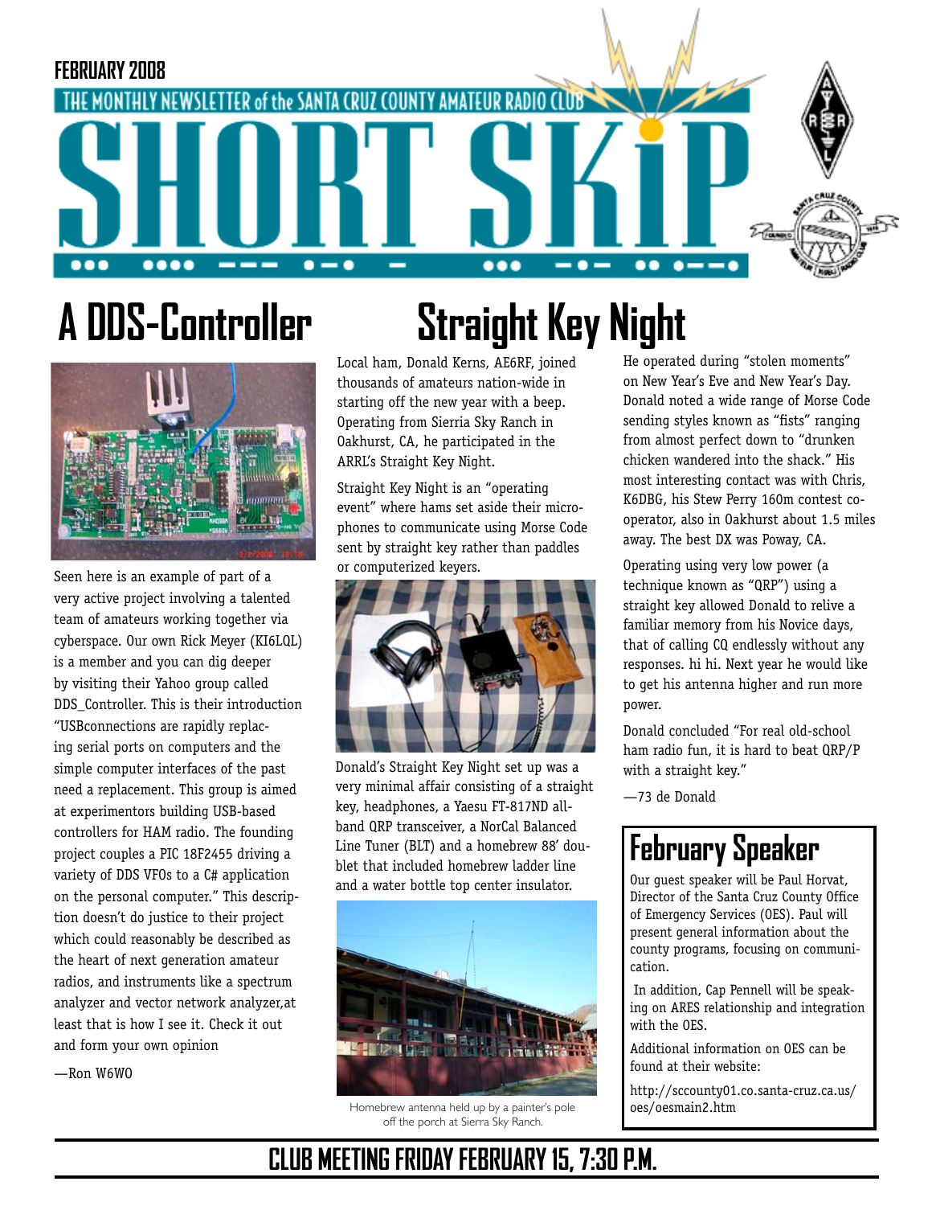FEBRUARY 2008

THE MONTHLY NEWSLETTER of the SANTA CRUZ COUNTY AMATEUR RADIO CLUB

# SHORT SKiP

## A DDS-Controller

Seen here is an example of part of a very active project involving a talented team of amateurs working together via cyberspace. Our own Rick Meyer (KI6LQL) is a member and you can dig deeper by visiting their Yahoo group called DDS_Controller. This is their introduction "USBconnections are rapidly replacing serial ports on computers and the simple computer interfaces of the past need a replacement. This group is aimed at experimentors building USB-based controllers for HAM radio. The founding project couples a PIC 18F2455 driving a variety of DDS VFOs to a C# application on the personal computer." This description doesn't do justice to their project which could reasonably be described as the heart of next generation amateur radios, and instruments like a spectrum analyzer and vector network analyzer,at least that is how I see it. Check it out and form your own opinion

—Ron W6WO

## Straight Key Night

Local ham, Donald Kerns, AE6RF, joined thousands of amateurs nation-wide in starting off the new year with a beep. Operating from Sierria Sky Ranch in Oakhurst, CA, he participated in the ARRL's Straight Key Night.

Straight Key Night is an "operating event" where hams set aside their microphones to communicate using Morse Code sent by straight key rather than paddles or computerized keyers.

Donald's Straight Key Night set up was a very minimal affair consisting of a straight key, headphones, a Yaesu FT-817ND all-band QRP transceiver, a NorCal Balanced Line Tuner (BLT) and a homebrew 88' doublet that included homebrew ladder line and a water bottle top center insulator.

Homebrew antenna held up by a painter's pole off the porch at Sierra Sky Ranch.

He operated during "stolen moments" on New Year's Eve and New Year's Day. Donald noted a wide range of Morse Code sending styles known as "fists" ranging from almost perfect down to "drunken chicken wandered into the shack." His most interesting contact was with Chris, K6DBG, his Stew Perry 160m contest co-operator, also in Oakhurst about 1.5 miles away. The best DX was Poway, CA.

Operating using very low power (a technique known as "QRP") using a straight key allowed Donald to relive a familiar memory from his Novice days, that of calling CQ endlessly without any responses. hi hi. Next year he would like to get his antenna higher and run more power.

Donald concluded "For real old-school ham radio fun, it is hard to beat QRP/P with a straight key."

—73 de Donald

## February Speaker

Our guest speaker will be Paul Horvat, Director of the Santa Cruz County Office of Emergency Services (OES). Paul will present general information about the county programs, focusing on communication.

In addition, Cap Pennell will be speaking on ARES relationship and integration with the OES.

Additional information on OES can be found at their website:

http://sccounty01.co.santa-cruz.ca.us/oes/oesmain2.htm

**CLUB MEETING FRIDAY FEBRUARY 15, 7:30 P.M.**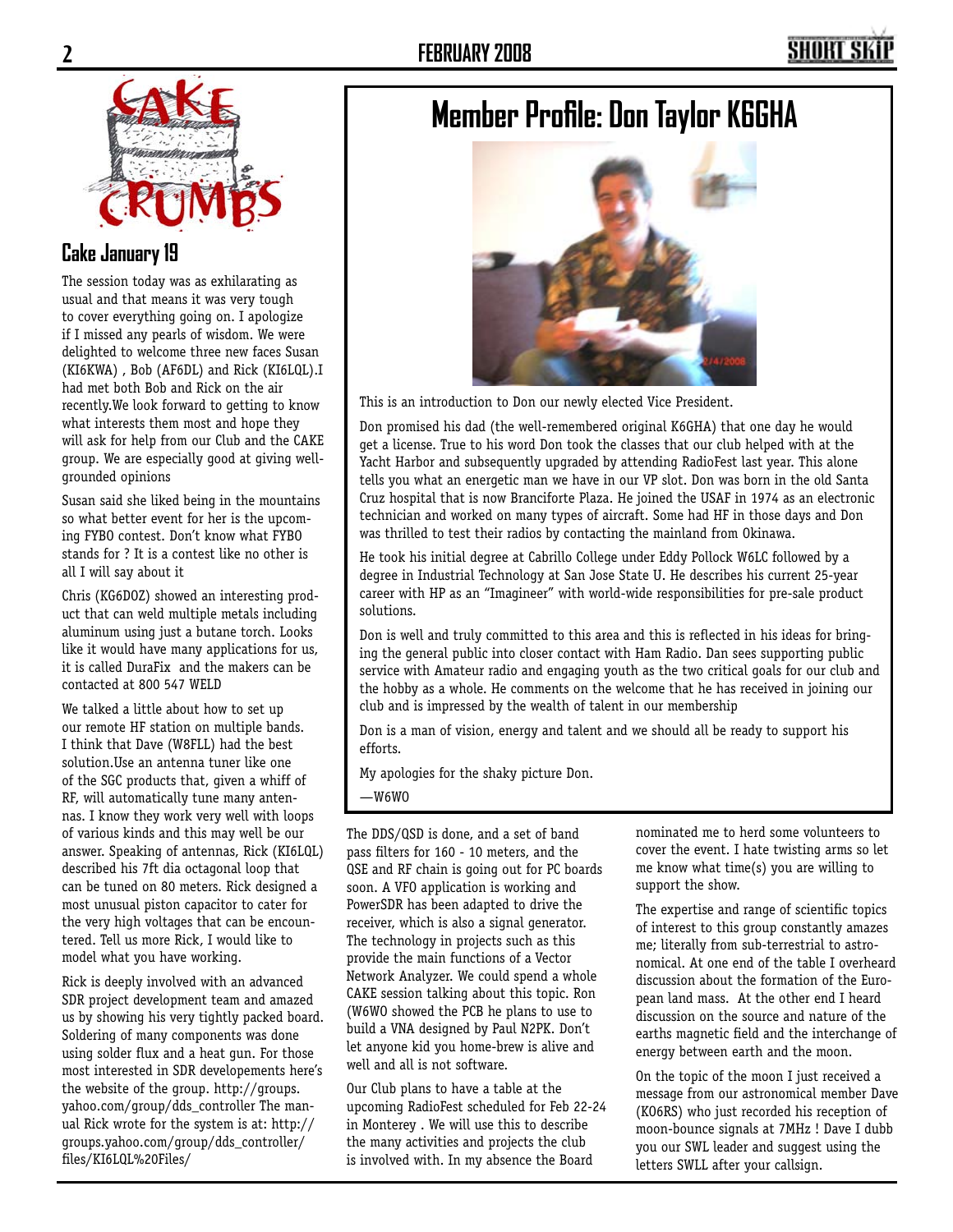## Cake January 19

The session today was as exhilarating as usual and that means it was very tough to cover everything going on. I apologize if I missed any pearls of wisdom. We were delighted to welcome three new faces Susan (KI6KWA) , Bob (AF6DL) and Rick (KI6LQL).I had met both Bob and Rick on the air recently.We look forward to getting to know what interests them most and hope they will ask for help from our Club and the CAKE group. We are especially good at giving well-grounded opinions

Susan said she liked being in the mountains so what better event for her is the upcoming FYBO contest. Don't know what FYBO stands for ? It is a contest like no other is all I will say about it

Chris (KG6DOZ) showed an interesting product that can weld multiple metals including aluminum using just a butane torch. Looks like it would have many applications for us, it is called DuraFix and the makers can be contacted at 800 547 WELD

We talked a little about how to set up our remote HF station on multiple bands. I think that Dave (W8FLL) had the best solution.Use an antenna tuner like one of the SGC products that, given a whiff of RF, will automatically tune many antennas. I know they work very well with loops of various kinds and this may well be our answer. Speaking of antennas, Rick (KI6LQL) described his 7ft dia octagonal loop that can be tuned on 80 meters. Rick designed a most unusual piston capacitor to cater for the very high voltages that can be encountered. Tell us more Rick, I would like to model what you have working.

Rick is deeply involved with an advanced SDR project development team and amazed us by showing his very tightly packed board. Soldering of many components was done using solder flux and a heat gun. For those most interested in SDR developements here's the website of the group. http://groups.yahoo.com/group/dds_controller The manual Rick wrote for the system is at: http://groups.yahoo.com/group/dds_controller/files/KI6LQL%20Files/

The DDS/QSD is done, and a set of band pass filters for 160 - 10 meters, and the QSE and RF chain is going out for PC boards soon. A VFO application is working and PowerSDR has been adapted to drive the receiver, which is also a signal generator. The technology in projects such as this provide the main functions of a Vector Network Analyzer. We could spend a whole CAKE session talking about this topic. Ron (W6WO showed the PCB he plans to use to build a VNA designed by Paul N2PK. Don't let anyone kid you home-brew is alive and well and all is not software.

Our Club plans to have a table at the upcoming RadioFest scheduled for Feb 22-24 in Monterey . We will use this to describe the many activities and projects the club is involved with. In my absence the Board nominated me to herd some volunteers to cover the event. I hate twisting arms so let me know what time(s) you are willing to support the show.

The expertise and range of scientific topics of interest to this group constantly amazes me; literally from sub-terrestrial to astronomical. At one end of the table I overheard discussion about the formation of the European land mass. At the other end I heard discussion on the source and nature of the earths magnetic field and the interchange of energy between earth and the moon.

On the topic of the moon I just received a message from our astronomical member Dave (KO6RS) who just recorded his reception of moon-bounce signals at 7MHz ! Dave I dub you our SWL leader and suggest using the letters SWLL after your callsign.

# Member Profile: Don Taylor K6GHA

This is an introduction to Don our newly elected Vice President.

Don promised his dad (the well-remembered original K6GHA) that one day he would get a license. True to his word Don took the classes that our club helped with at the Yacht Harbor and subsequently upgraded by attending RadioFest last year. This alone tells you what an energetic man we have in our VP slot. Don was born in the old Santa Cruz hospital that is now Branciforte Plaza. He joined the USAF in 1974 as an electronic technician and worked on many types of aircraft. Some had HF in those days and Don was thrilled to test their radios by contacting the mainland from Okinawa.

He took his initial degree at Cabrillo College under Eddy Pollock W6LC followed by a degree in Industrial Technology at San Jose State U. He describes his current 25-year career with HP as an "Imagineer" with world-wide responsibilities for pre-sale product solutions.

Don is well and truly committed to this area and this is reflected in his ideas for bringing the general public into closer contact with Ham Radio. Dan sees supporting public service with Amateur radio and engaging youth as the two critical goals for our club and the hobby as a whole. He comments on the welcome that he has received in joining our club and is impressed by the wealth of talent in our membership

Don is a man of vision, energy and talent and we should all be ready to support his efforts.

My apologies for the shaky picture Don.

—W6WO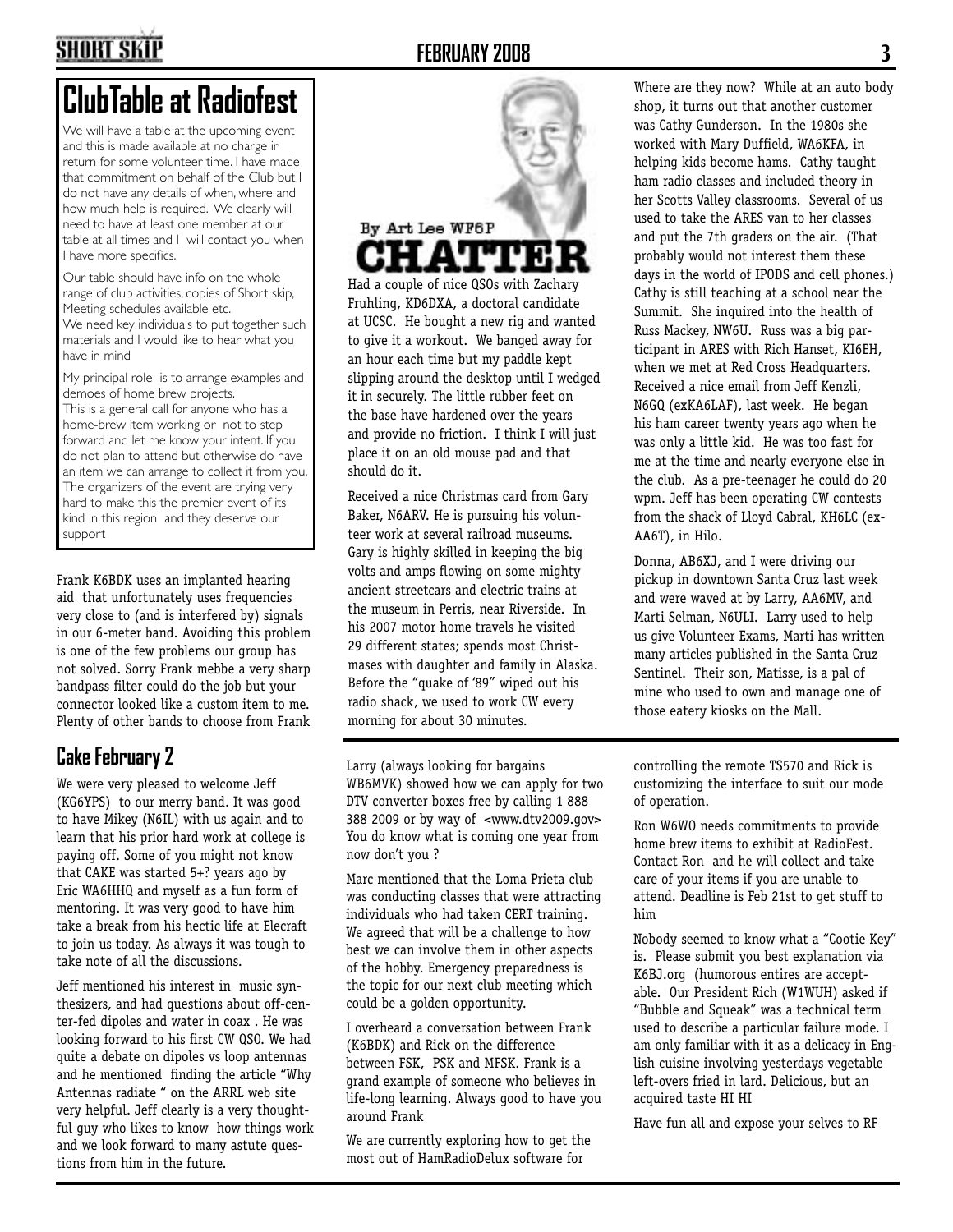# ClubTable at Radiofest

We will have a table at the upcoming event and this is made available at no charge in return for some volunteer time. I have made that commitment on behalf of the Club but I do not have any details of when, where and how much help is required. We clearly will need to have at least one member at our table at all times and I will contact you when I have more specifics.

Our table should have info on the whole range of club activities, copies of Short skip, Meeting schedules available etc.
We need key individuals to put together such materials and I would like to hear what you have in mind

My principal role is to arrange examples and demoes of home brew projects.
This is a general call for anyone who has a home-brew item working or not to step forward and let me know your intent. If you do not plan to attend but otherwise do have an item we can arrange to collect it from you. The organizers of the event are trying very hard to make this the premier event of its kind in this region and they deserve our support

Frank K6BDK uses an implanted hearing aid that unfortunately uses frequencies very close to (and is interfered by) signals in our 6-meter band. Avoiding this problem is one of the few problems our group has not solved. Sorry Frank mebbe a very sharp bandpass filter could do the job but your connector looked like a custom item to me. Plenty of other bands to choose from Frank

## Cake February 2

We were very pleased to welcome Jeff (KG6YPS) to our merry band. It was good to have Mikey (N6IL) with us again and to learn that his prior hard work at college is paying off. Some of you might not know that CAKE was started 5+? years ago by Eric WA6HHQ and myself as a fun form of mentoring. It was very good to have him take a break from his hectic life at Elecraft to join us today. As always it was tough to take note of all the discussions.

Jeff mentioned his interest in music synthesizers, and had questions about off-center-fed dipoles and water in coax . He was looking forward to his first CW QSO. We had quite a debate on dipoles vs loop antennas and he mentioned finding the article "Why Antennas radiate " on the ARRL web site very helpful. Jeff clearly is a very thoughtful guy who likes to know how things work and we look forward to many astute questions from him in the future.

Larry (always looking for bargains WB6MVK) showed how we can apply for two DTV converter boxes free by calling 1 888 388 2009 or by way of <www.dtv2009.gov> You do know what is coming one year from now don't you ?

Marc mentioned that the Loma Prieta club was conducting classes that were attracting individuals who had taken CERT training. We agreed that will be a challenge to how best we can involve them in other aspects of the hobby. Emergency preparedness is the topic for our next club meeting which could be a golden opportunity.

I overheard a conversation between Frank (K6BDK) and Rick on the difference between FSK, PSK and MFSK. Frank is a grand example of someone who believes in life-long learning. Always good to have you around Frank

We are currently exploring how to get the most out of HamRadioDelux software for controlling the remote TS570 and Rick is customizing the interface to suit our mode of operation.

Ron W6WO needs commitments to provide home brew items to exhibit at RadioFest. Contact Ron and he will collect and take care of your items if you are unable to attend. Deadline is Feb 21st to get stuff to him

Nobody seemed to know what a "Cootie Key" is. Please submit you best explanation via K6BJ.org (humorous entires are acceptable. Our President Rich (W1WUH) asked if "Bubble and Squeak" was a technical term used to describe a particular failure mode. I am only familiar with it as a delicacy in English cuisine involving yesterdays vegetable left-overs fried in lard. Delicious, but an acquired taste HI HI

Have fun all and expose your selves to RF

# CHATTER

By Art Lee WF6P

Had a couple of nice QSOs with Zachary Fruhling, KD6DXA, a doctoral candidate at UCSC. He bought a new rig and wanted to give it a workout. We banged away for an hour each time but my paddle kept slipping around the desktop until I wedged it in securely. The little rubber feet on the base have hardened over the years and provide no friction. I think I will just place it on an old mouse pad and that should do it.

Received a nice Christmas card from Gary Baker, N6ARV. He is pursuing his volunteer work at several railroad museums. Gary is highly skilled in keeping the big volts and amps flowing on some mighty ancient streetcars and electric trains at the museum in Perris, near Riverside. In his 2007 motor home travels he visited 29 different states; spends most Christmases with daughter and family in Alaska. Before the "quake of '89" wiped out his radio shack, we used to work CW every morning for about 30 minutes.

Where are they now? While at an auto body shop, it turns out that another customer was Cathy Gunderson. In the 1980s she worked with Mary Duffield, WA6KFA, in helping kids become hams. Cathy taught ham radio classes and included theory in her Scotts Valley classrooms. Several of us used to take the ARES van to her classes and put the 7th graders on the air. (That probably would not interest them these days in the world of IPODS and cell phones.) Cathy is still teaching at a school near the Summit. She inquired into the health of Russ Mackey, NW6U. Russ was a big participant in ARES with Rich Hanset, KI6EH, when we met at Red Cross Headquarters.
Received a nice email from Jeff Kenzli, N6GQ (exKA6LAF), last week. He began his ham career twenty years ago when he was only a little kid. He was too fast for me at the time and nearly everyone else in the club. As a pre-teenager he could do 20 wpm. Jeff has been operating CW contests from the shack of Lloyd Cabral, KH6LC (ex-AA6T), in Hilo.

Donna, AB6XJ, and I were driving our pickup in downtown Santa Cruz last week and were waved at by Larry, AA6MV, and Marti Selman, N6ULI. Larry used to help us give Volunteer Exams, Marti has written many articles published in the Santa Cruz Sentinel. Their son, Matisse, is a pal of mine who used to own and manage one of those eatery kiosks on the Mall.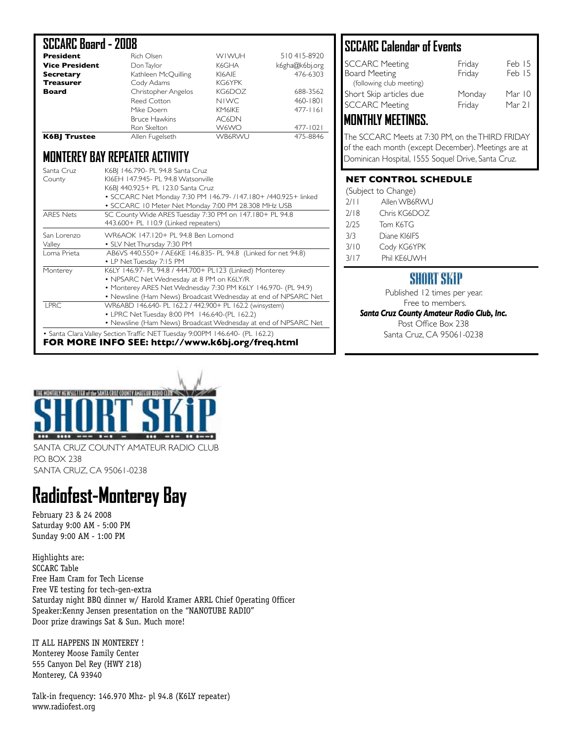## SCCARC Board - 2008

| | | | |
|---|---|---|---|
| **President** | Rich Olsen | W1WUH | 510 415-8920 |
| **Vice President** | Don Taylor | K6GHA | k6gha@k6bj.org |
| **Secretary** | Kathleen McQuilling | KI6AIE | 476-6303 |
| **Treasurer** | Cody Adams | KG6YPK | |
| **Board** | Christopher Angelos | KG6DOZ | 688-3562 |
| | Reed Cotton | N1WC | 460-1801 |
| | Mike Doern | KM6IKE | 477-1161 |
| | Bruce Hawkins | AC6DN | |
| | Ron Skelton | W6WO | 477-1021 |
| **K6BJ Trustee** | Allen Fugelseth | WB6RWU | 475-8846 |

## MONTEREY BAY REPEATER ACTIVITY

| | |
|---|---|
| Santa Cruz County | K6BJ 146.790- PL 94.8 Santa Cruz<br>KI6EH 147.945- PL 94.8 Watsonville<br>K6BJ 440.925+ PL 123.0 Santa Cruz<br>• SCCARC Net Monday 7:30 PM 146.79- /147.180+ /440.925+ linked<br>• SCCARC 10 Meter Net Monday 7:00 PM 28.308 MHz USB |
| ARES Nets | SC County Wide ARES Tuesday 7:30 PM on 147.180+ PL 94.8<br>443.600+ PL 110.9 (Linked repeaters) |
| San Lorenzo Valley | WR6AOK 147.120+ PL 94.8 Ben Lomond<br>• SLV Net Thursday 7:30 PM |
| Loma Prieta | AB6VS 440.550+ / AE6KE 146.835- PL 94.8 (Linked for net 94.8)<br>• LP Net Tuesday 7:15 PM |
| Monterey | K6LY 146.97- PL 94.8 / 444.700+ PL123 (Linked) Monterey<br>• NPSARC Net Wednesday at 8 PM on K6LY/R<br>• Monterey ARES Net Wednesday 7:30 PM K6LY 146.970- (PL 94.9)<br>• Newsline (Ham News) Broadcast Wednesday at end of NPSARC Net |
| LPRC | WR6ABD 146.640- PL 162.2 / 442.900+ PL 162.2 (winsystem)<br>• LPRC Net Tuesday 8:00 PM 146.640-(PL 162.2)<br>• Newsline (Ham News) Broadcast Wednesday at end of NPSARC Net |

• Santa Clara Valley Section Traffic NET Tuesday 9:00PM 146.640- (PL 162.2)

**FOR MORE INFO SEE: http://www.k6bj.org/freq.html**

## SCCARC Calendar of Events

| | | |
|---|---|---|
| SCCARC Meeting | Friday | Feb 15 |
| Board Meeting<br>(following club meeting) | Friday | Feb 15 |
| Short Skip articles due | Monday | Mar 10 |
| SCCARC Meeting | Friday | Mar 21 |

## MONTHLY MEETINGS.

The SCCARC Meets at 7:30 PM, on the THIRD FRIDAY of the each month (except December). Meetings are at Dominican Hospital, 1555 Soquel Drive, Santa Cruz.

### NET CONTROL SCHEDULE

(Subject to Change)

| | |
|---|---|
| 2/11 | Allen WB6RWU |
| 2/18 | Chris KG6DOZ |
| 2/25 | Tom K6TG |
| 3/3 | Diane KI6IFS |
| 3/10 | Cody KG6YPK |
| 3/17 | Phil KE6UWH |

## SHORT SKIP

Published 12 times per year.
Free to members.
***Santa Cruz County Amateur Radio Club, Inc.***
Post Office Box 238
Santa Cruz, CA 95061-0238

THE MONTHLY NEWSLETTER of the SANTA CRUZ COUNTY AMATEUR RADIO CLUB

SHORT SKIP

SANTA CRUZ COUNTY AMATEUR RADIO CLUB
P.O. BOX 238
SANTA CRUZ, CA 95061-0238

# Radiofest-Monterey Bay

February 23 & 24 2008
Saturday 9:00 AM - 5:00 PM
Sunday 9:00 AM - 1:00 PM

Highlights are:
SCCARC Table
Free Ham Cram for Tech License
Free VE testing for tech-gen-extra
Saturday night BBQ dinner w/ Harold Kramer ARRL Chief Operating Officer
Speaker:Kenny Jensen presentation on the "NANOTUBE RADIO"
Door prize drawings Sat & Sun. Much more!

IT ALL HAPPENS IN MONTEREY !
Monterey Moose Family Center
555 Canyon Del Rey (HWY 218)
Monterey, CA 93940

Talk-in frequency: 146.970 Mhz- pl 94.8 (K6LY repeater)
www.radiofest.org